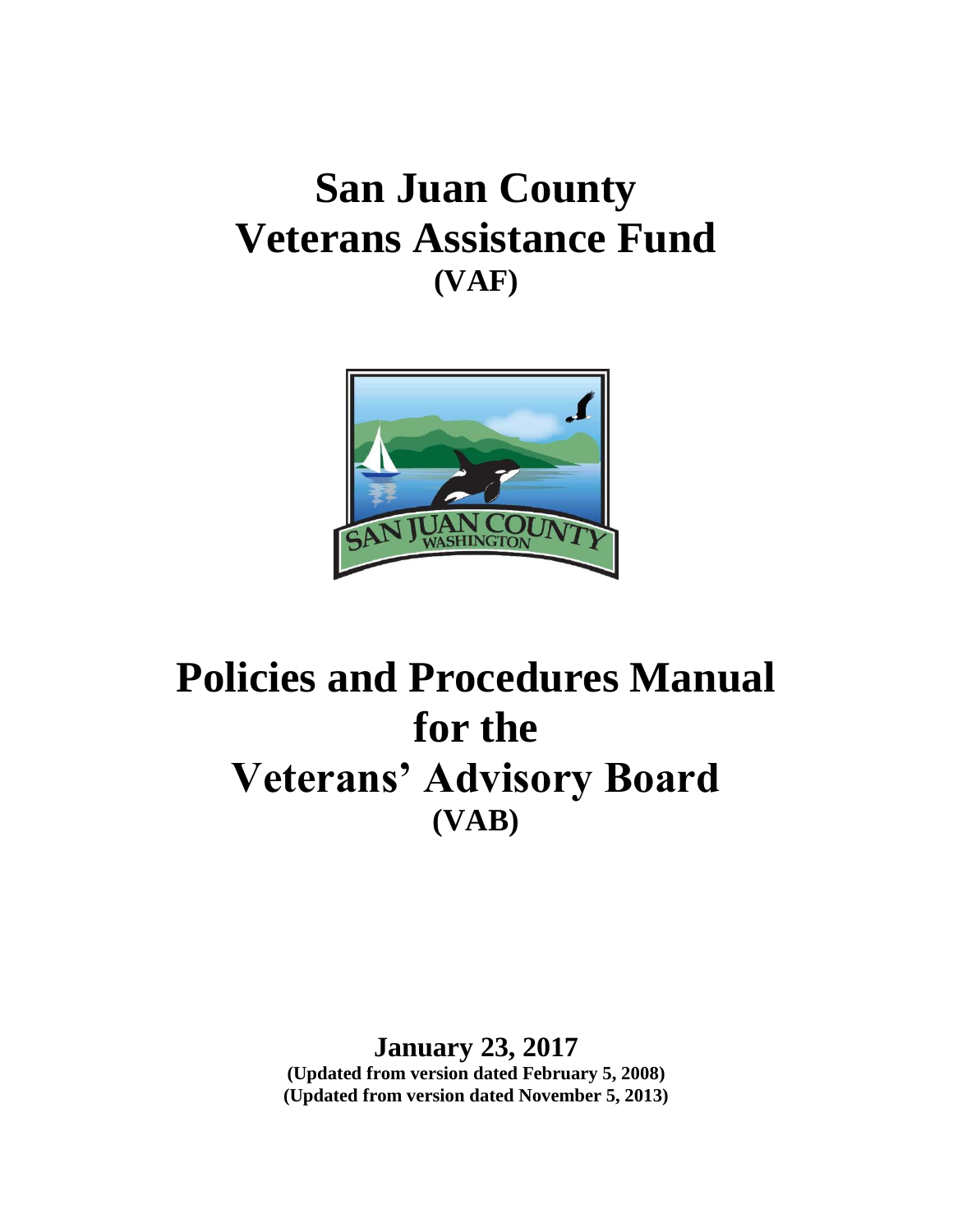# San Juan County Veterans Assistance Fund (VAF)

# Policies and Procedures Manual for the Veterans' Advisory Board (VAB)

**January 23, 2017**

**(Updated from version dated February 5, 2008)**

**(Updated from version dated November 5, 2013)**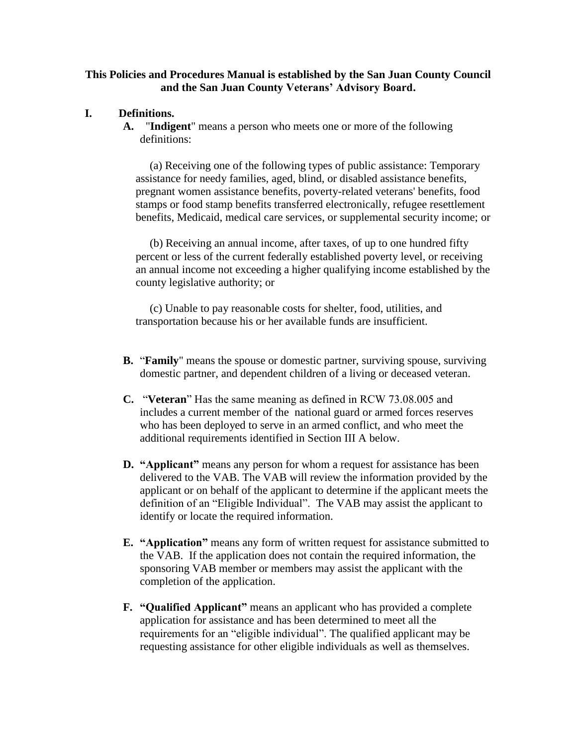**This Policies and Procedures Manual is established by the San Juan County Council and the San Juan County Veterans' Advisory Board.**

## I. Definitions.

**A.** "**Indigent**" means a person who meets one or more of the following definitions:

(a) Receiving one of the following types of public assistance: Temporary assistance for needy families, aged, blind, or disabled assistance benefits, pregnant women assistance benefits, poverty-related veterans' benefits, food stamps or food stamp benefits transferred electronically, refugee resettlement benefits, Medicaid, medical care services, or supplemental security income; or

(b) Receiving an annual income, after taxes, of up to one hundred fifty percent or less of the current federally established poverty level, or receiving an annual income not exceeding a higher qualifying income established by the county legislative authority; or

(c) Unable to pay reasonable costs for shelter, food, utilities, and transportation because his or her available funds are insufficient.

**B.** "**Family**" means the spouse or domestic partner, surviving spouse, surviving domestic partner, and dependent children of a living or deceased veteran.

**C.** "**Veteran**" Has the same meaning as defined in RCW 73.08.005 and includes a current member of the national guard or armed forces reserves who has been deployed to serve in an armed conflict, and who meet the additional requirements identified in Section III A below.

**D. "Applicant"** means any person for whom a request for assistance has been delivered to the VAB. The VAB will review the information provided by the applicant or on behalf of the applicant to determine if the applicant meets the definition of an "Eligible Individual". The VAB may assist the applicant to identify or locate the required information.

**E. "Application"** means any form of written request for assistance submitted to the VAB. If the application does not contain the required information, the sponsoring VAB member or members may assist the applicant with the completion of the application.

**F. "Qualified Applicant"** means an applicant who has provided a complete application for assistance and has been determined to meet all the requirements for an "eligible individual". The qualified applicant may be requesting assistance for other eligible individuals as well as themselves.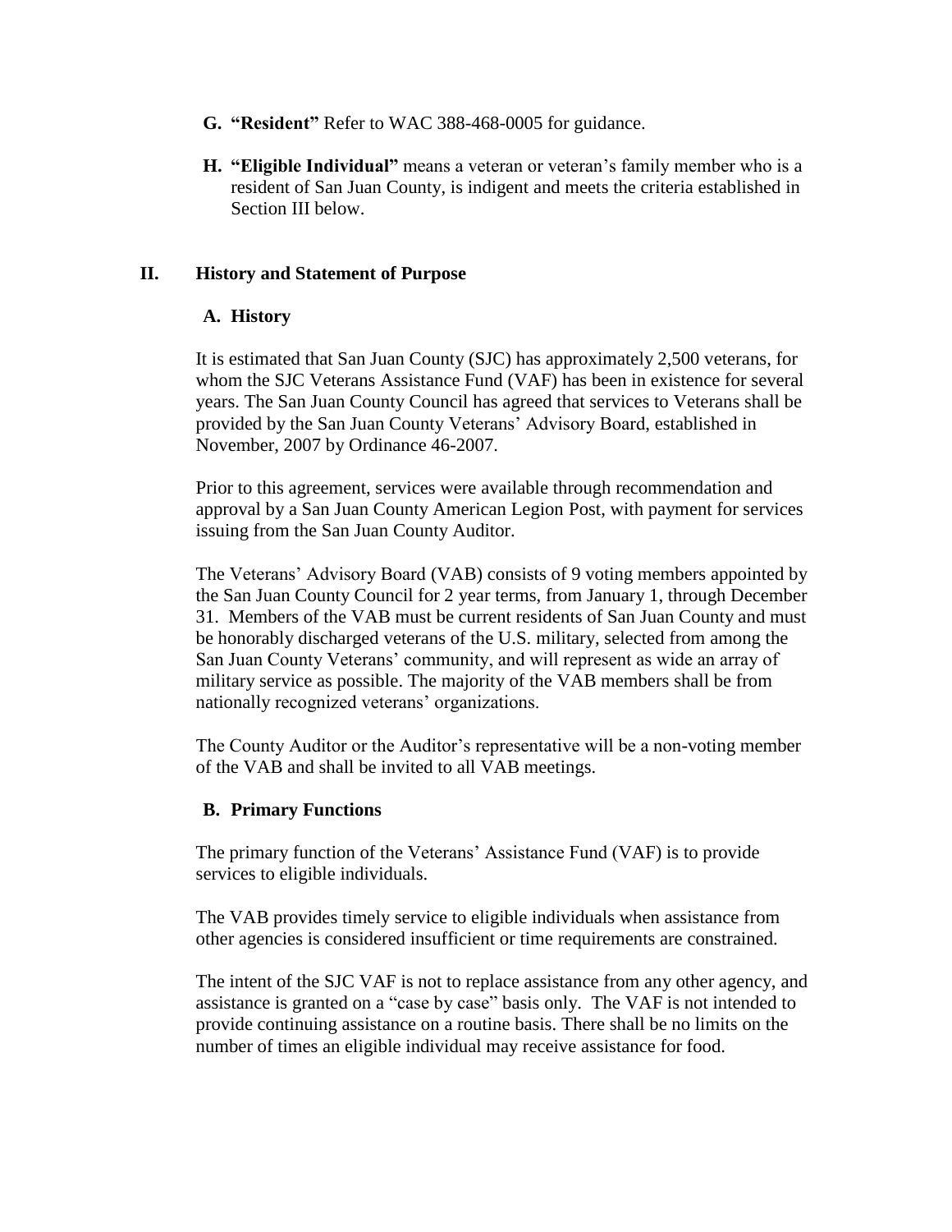**G. "Resident"** Refer to WAC 388-468-0005 for guidance.

**H. "Eligible Individual"** means a veteran or veteran's family member who is a resident of San Juan County, is indigent and meets the criteria established in Section III below.

## II. History and Statement of Purpose

### A. History

It is estimated that San Juan County (SJC) has approximately 2,500 veterans, for whom the SJC Veterans Assistance Fund (VAF) has been in existence for several years. The San Juan County Council has agreed that services to Veterans shall be provided by the San Juan County Veterans' Advisory Board, established in November, 2007 by Ordinance 46-2007.

Prior to this agreement, services were available through recommendation and approval by a San Juan County American Legion Post, with payment for services issuing from the San Juan County Auditor.

The Veterans' Advisory Board (VAB) consists of 9 voting members appointed by the San Juan County Council for 2 year terms, from January 1, through December 31. Members of the VAB must be current residents of San Juan County and must be honorably discharged veterans of the U.S. military, selected from among the San Juan County Veterans' community, and will represent as wide an array of military service as possible. The majority of the VAB members shall be from nationally recognized veterans' organizations.

The County Auditor or the Auditor's representative will be a non-voting member of the VAB and shall be invited to all VAB meetings.

### B. Primary Functions

The primary function of the Veterans' Assistance Fund (VAF) is to provide services to eligible individuals.

The VAB provides timely service to eligible individuals when assistance from other agencies is considered insufficient or time requirements are constrained.

The intent of the SJC VAF is not to replace assistance from any other agency, and assistance is granted on a "case by case" basis only. The VAF is not intended to provide continuing assistance on a routine basis. There shall be no limits on the number of times an eligible individual may receive assistance for food.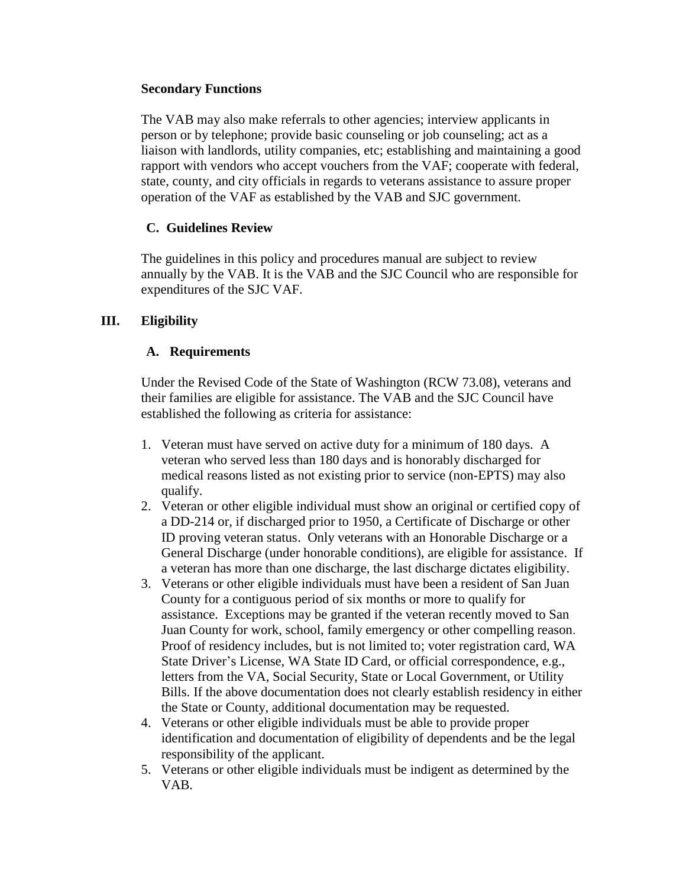**Secondary Functions**

The VAB may also make referrals to other agencies; interview applicants in person or by telephone; provide basic counseling or job counseling; act as a liaison with landlords, utility companies, etc; establishing and maintaining a good rapport with vendors who accept vouchers from the VAF; cooperate with federal, state, county, and city officials in regards to veterans assistance to assure proper operation of the VAF as established by the VAB and SJC government.

### C. Guidelines Review

The guidelines in this policy and procedures manual are subject to review annually by the VAB. It is the VAB and the SJC Council who are responsible for expenditures of the SJC VAF.

## III. Eligibility

### A. Requirements

Under the Revised Code of the State of Washington (RCW 73.08), veterans and their families are eligible for assistance. The VAB and the SJC Council have established the following as criteria for assistance:

1. Veteran must have served on active duty for a minimum of 180 days. A veteran who served less than 180 days and is honorably discharged for medical reasons listed as not existing prior to service (non-EPTS) may also qualify.
2. Veteran or other eligible individual must show an original or certified copy of a DD-214 or, if discharged prior to 1950, a Certificate of Discharge or other ID proving veteran status. Only veterans with an Honorable Discharge or a General Discharge (under honorable conditions), are eligible for assistance. If a veteran has more than one discharge, the last discharge dictates eligibility.
3. Veterans or other eligible individuals must have been a resident of San Juan County for a contiguous period of six months or more to qualify for assistance. Exceptions may be granted if the veteran recently moved to San Juan County for work, school, family emergency or other compelling reason. Proof of residency includes, but is not limited to; voter registration card, WA State Driver's License, WA State ID Card, or official correspondence, e.g., letters from the VA, Social Security, State or Local Government, or Utility Bills. If the above documentation does not clearly establish residency in either the State or County, additional documentation may be requested.
4. Veterans or other eligible individuals must be able to provide proper identification and documentation of eligibility of dependents and be the legal responsibility of the applicant.
5. Veterans or other eligible individuals must be indigent as determined by the VAB.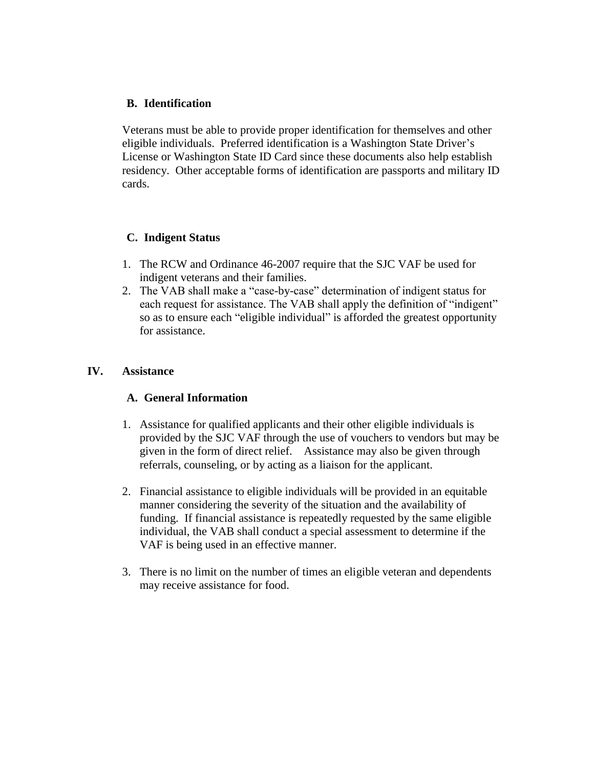### B. Identification

Veterans must be able to provide proper identification for themselves and other eligible individuals. Preferred identification is a Washington State Driver's License or Washington State ID Card since these documents also help establish residency. Other acceptable forms of identification are passports and military ID cards.

### C. Indigent Status

1. The RCW and Ordinance 46-2007 require that the SJC VAF be used for indigent veterans and their families.
2. The VAB shall make a "case-by-case" determination of indigent status for each request for assistance. The VAB shall apply the definition of "indigent" so as to ensure each "eligible individual" is afforded the greatest opportunity for assistance.

## IV. Assistance

### A. General Information

1. Assistance for qualified applicants and their other eligible individuals is provided by the SJC VAF through the use of vouchers to vendors but may be given in the form of direct relief. Assistance may also be given through referrals, counseling, or by acting as a liaison for the applicant.

2. Financial assistance to eligible individuals will be provided in an equitable manner considering the severity of the situation and the availability of funding. If financial assistance is repeatedly requested by the same eligible individual, the VAB shall conduct a special assessment to determine if the VAF is being used in an effective manner.

3. There is no limit on the number of times an eligible veteran and dependents may receive assistance for food.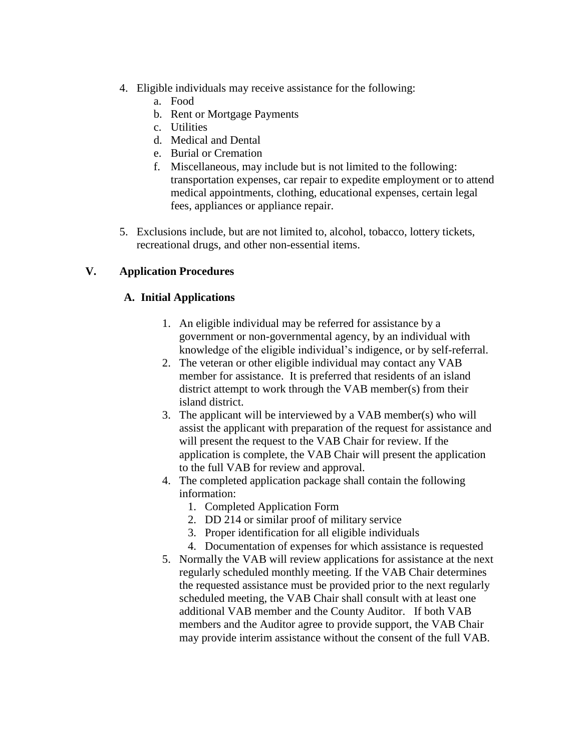4. Eligible individuals may receive assistance for the following:
    a. Food
    b. Rent or Mortgage Payments
    c. Utilities
    d. Medical and Dental
    e. Burial or Cremation
    f. Miscellaneous, may include but is not limited to the following: transportation expenses, car repair to expedite employment or to attend medical appointments, clothing, educational expenses, certain legal fees, appliances or appliance repair.

5. Exclusions include, but are not limited to, alcohol, tobacco, lottery tickets, recreational drugs, and other non-essential items.

## V. Application Procedures

### A. Initial Applications

1. An eligible individual may be referred for assistance by a government or non-governmental agency, by an individual with knowledge of the eligible individual's indigence, or by self-referral.
2. The veteran or other eligible individual may contact any VAB member for assistance. It is preferred that residents of an island district attempt to work through the VAB member(s) from their island district.
3. The applicant will be interviewed by a VAB member(s) who will assist the applicant with preparation of the request for assistance and will present the request to the VAB Chair for review. If the application is complete, the VAB Chair will present the application to the full VAB for review and approval.
4. The completed application package shall contain the following information:
    1. Completed Application Form
    2. DD 214 or similar proof of military service
    3. Proper identification for all eligible individuals
    4. Documentation of expenses for which assistance is requested
5. Normally the VAB will review applications for assistance at the next regularly scheduled monthly meeting. If the VAB Chair determines the requested assistance must be provided prior to the next regularly scheduled meeting, the VAB Chair shall consult with at least one additional VAB member and the County Auditor. If both VAB members and the Auditor agree to provide support, the VAB Chair may provide interim assistance without the consent of the full VAB.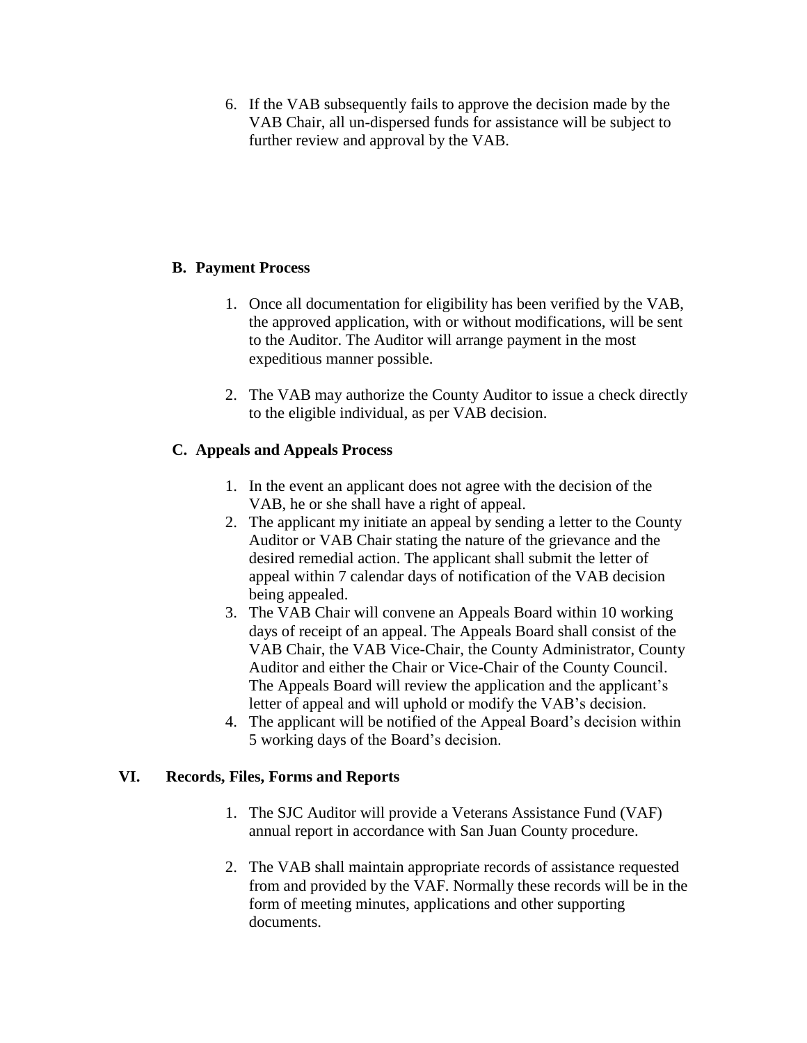6. If the VAB subsequently fails to approve the decision made by the VAB Chair, all un-dispersed funds for assistance will be subject to further review and approval by the VAB.

### B. Payment Process

1. Once all documentation for eligibility has been verified by the VAB, the approved application, with or without modifications, will be sent to the Auditor. The Auditor will arrange payment in the most expeditious manner possible.

2. The VAB may authorize the County Auditor to issue a check directly to the eligible individual, as per VAB decision.

### C. Appeals and Appeals Process

1. In the event an applicant does not agree with the decision of the VAB, he or she shall have a right of appeal.
2. The applicant my initiate an appeal by sending a letter to the County Auditor or VAB Chair stating the nature of the grievance and the desired remedial action. The applicant shall submit the letter of appeal within 7 calendar days of notification of the VAB decision being appealed.
3. The VAB Chair will convene an Appeals Board within 10 working days of receipt of an appeal. The Appeals Board shall consist of the VAB Chair, the VAB Vice-Chair, the County Administrator, County Auditor and either the Chair or Vice-Chair of the County Council. The Appeals Board will review the application and the applicant's letter of appeal and will uphold or modify the VAB's decision.
4. The applicant will be notified of the Appeal Board's decision within 5 working days of the Board's decision.

## VI. Records, Files, Forms and Reports

1. The SJC Auditor will provide a Veterans Assistance Fund (VAF) annual report in accordance with San Juan County procedure.

2. The VAB shall maintain appropriate records of assistance requested from and provided by the VAF. Normally these records will be in the form of meeting minutes, applications and other supporting documents.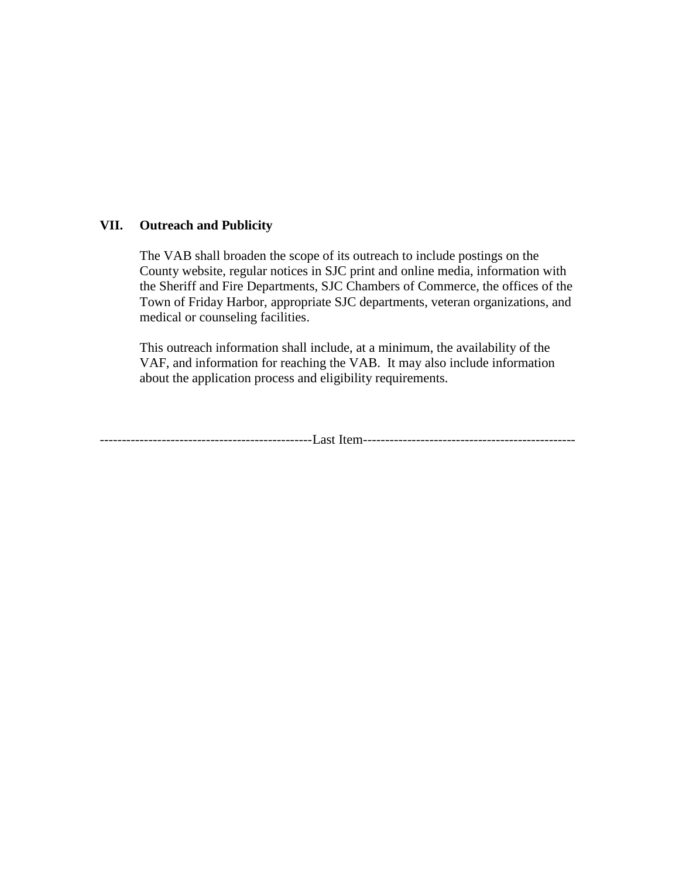## VII. Outreach and Publicity

The VAB shall broaden the scope of its outreach to include postings on the County website, regular notices in SJC print and online media, information with the Sheriff and Fire Departments, SJC Chambers of Commerce, the offices of the Town of Friday Harbor, appropriate SJC departments, veteran organizations, and medical or counseling facilities.

This outreach information shall include, at a minimum, the availability of the VAF, and information for reaching the VAB. It may also include information about the application process and eligibility requirements.

-----------------------------------------------Last Item-----------------------------------------------